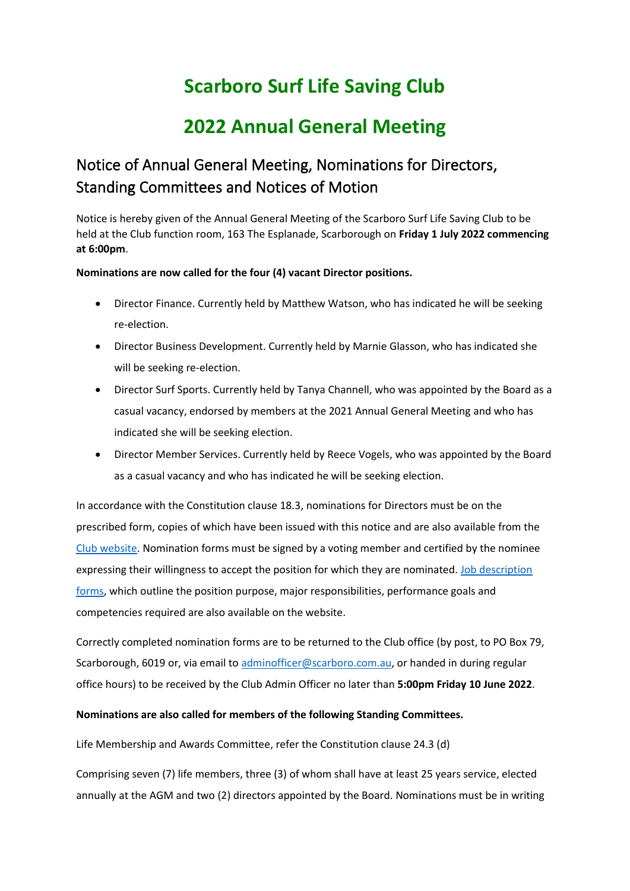# Scarboro Surf Life Saving Club

# 2022 Annual General Meeting

## Notice of Annual General Meeting, Nominations for Directors, Standing Committees and Notices of Motion

Notice is hereby given of the Annual General Meeting of the Scarboro Surf Life Saving Club to be held at the Club function room, 163 The Esplanade, Scarborough on **Friday 1 July 2022 commencing at 6:00pm**.

**Nominations are now called for the four (4) vacant Director positions.**

- Director Finance. Currently held by Matthew Watson, who has indicated he will be seeking re-election.
- Director Business Development. Currently held by Marnie Glasson, who has indicated she will be seeking re-election.
- Director Surf Sports. Currently held by Tanya Channell, who was appointed by the Board as a casual vacancy, endorsed by members at the 2021 Annual General Meeting and who has indicated she will be seeking election.
- Director Member Services. Currently held by Reece Vogels, who was appointed by the Board as a casual vacancy and who has indicated he will be seeking election.

In accordance with the Constitution clause 18.3, nominations for Directors must be on the prescribed form, copies of which have been issued with this notice and are also available from the Club website. Nomination forms must be signed by a voting member and certified by the nominee expressing their willingness to accept the position for which they are nominated. Job description forms, which outline the position purpose, major responsibilities, performance goals and competencies required are also available on the website.

Correctly completed nomination forms are to be returned to the Club office (by post, to PO Box 79, Scarborough, 6019 or, via email to adminofficer@scarboro.com.au, or handed in during regular office hours) to be received by the Club Admin Officer no later than **5:00pm Friday 10 June 2022**.

**Nominations are also called for members of the following Standing Committees.**

Life Membership and Awards Committee, refer the Constitution clause 24.3 (d)

Comprising seven (7) life members, three (3) of whom shall have at least 25 years service, elected annually at the AGM and two (2) directors appointed by the Board. Nominations must be in writing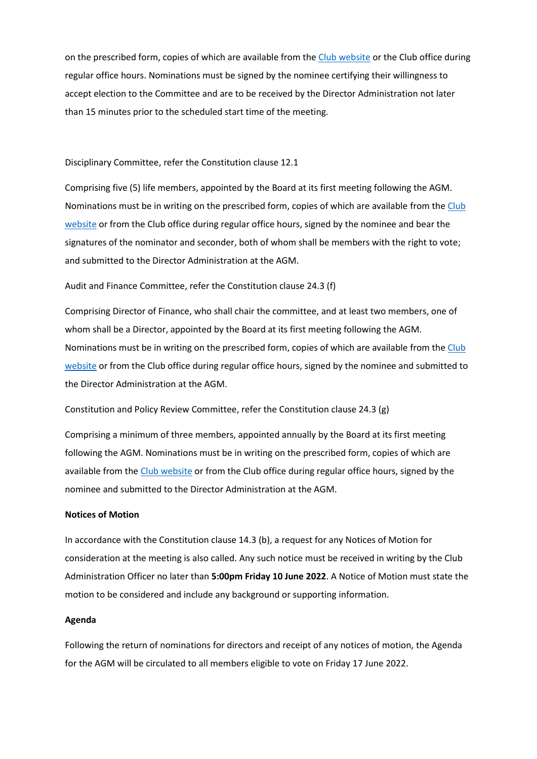on the prescribed form, copies of which are available from the [Club website]() or the Club office during regular office hours. Nominations must be signed by the nominee certifying their willingness to accept election to the Committee and are to be received by the Director Administration not later than 15 minutes prior to the scheduled start time of the meeting.

Disciplinary Committee, refer the Constitution clause 12.1

Comprising five (5) life members, appointed by the Board at its first meeting following the AGM. Nominations must be in writing on the prescribed form, copies of which are available from the [Club website]() or from the Club office during regular office hours, signed by the nominee and bear the signatures of the nominator and seconder, both of whom shall be members with the right to vote; and submitted to the Director Administration at the AGM.

Audit and Finance Committee, refer the Constitution clause 24.3 (f)

Comprising Director of Finance, who shall chair the committee, and at least two members, one of whom shall be a Director, appointed by the Board at its first meeting following the AGM. Nominations must be in writing on the prescribed form, copies of which are available from the [Club website]() or from the Club office during regular office hours, signed by the nominee and submitted to the Director Administration at the AGM.

Constitution and Policy Review Committee, refer the Constitution clause 24.3 (g)

Comprising a minimum of three members, appointed annually by the Board at its first meeting following the AGM. Nominations must be in writing on the prescribed form, copies of which are available from the [Club website]() or from the Club office during regular office hours, signed by the nominee and submitted to the Director Administration at the AGM.

**Notices of Motion**

In accordance with the Constitution clause 14.3 (b), a request for any Notices of Motion for consideration at the meeting is also called. Any such notice must be received in writing by the Club Administration Officer no later than **5:00pm Friday 10 June 2022**. A Notice of Motion must state the motion to be considered and include any background or supporting information.

**Agenda**

Following the return of nominations for directors and receipt of any notices of motion, the Agenda for the AGM will be circulated to all members eligible to vote on Friday 17 June 2022.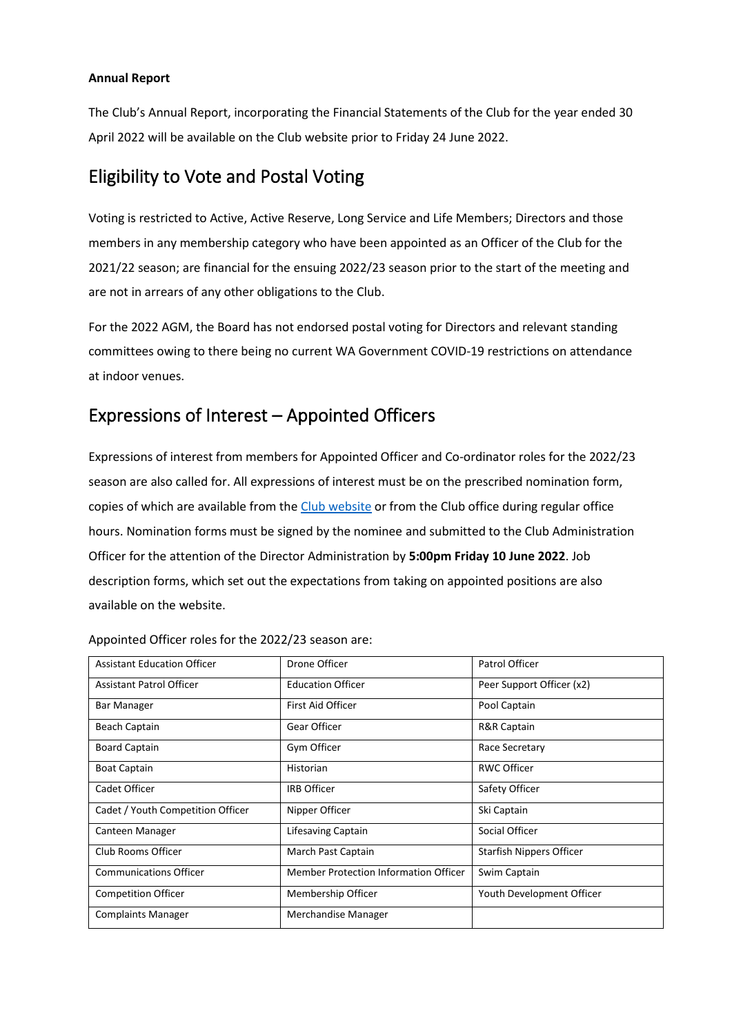**Annual Report**

The Club's Annual Report, incorporating the Financial Statements of the Club for the year ended 30 April 2022 will be available on the Club website prior to Friday 24 June 2022.

## Eligibility to Vote and Postal Voting

Voting is restricted to Active, Active Reserve, Long Service and Life Members; Directors and those members in any membership category who have been appointed as an Officer of the Club for the 2021/22 season; are financial for the ensuing 2022/23 season prior to the start of the meeting and are not in arrears of any other obligations to the Club.

For the 2022 AGM, the Board has not endorsed postal voting for Directors and relevant standing committees owing to there being no current WA Government COVID-19 restrictions on attendance at indoor venues.

## Expressions of Interest – Appointed Officers

Expressions of interest from members for Appointed Officer and Co-ordinator roles for the 2022/23 season are also called for. All expressions of interest must be on the prescribed nomination form, copies of which are available from the [Club website]() or from the Club office during regular office hours. Nomination forms must be signed by the nominee and submitted to the Club Administration Officer for the attention of the Director Administration by **5:00pm Friday 10 June 2022**. Job description forms, which set out the expectations from taking on appointed positions are also available on the website.

Appointed Officer roles for the 2022/23 season are:

| | | |
|---|---|---|
| Assistant Education Officer | Drone Officer | Patrol Officer |
| Assistant Patrol Officer | Education Officer | Peer Support Officer (x2) |
| Bar Manager | First Aid Officer | Pool Captain |
| Beach Captain | Gear Officer | R&R Captain |
| Board Captain | Gym Officer | Race Secretary |
| Boat Captain | Historian | RWC Officer |
| Cadet Officer | IRB Officer | Safety Officer |
| Cadet / Youth Competition Officer | Nipper Officer | Ski Captain |
| Canteen Manager | Lifesaving Captain | Social Officer |
| Club Rooms Officer | March Past Captain | Starfish Nippers Officer |
| Communications Officer | Member Protection Information Officer | Swim Captain |
| Competition Officer | Membership Officer | Youth Development Officer |
| Complaints Manager | Merchandise Manager | |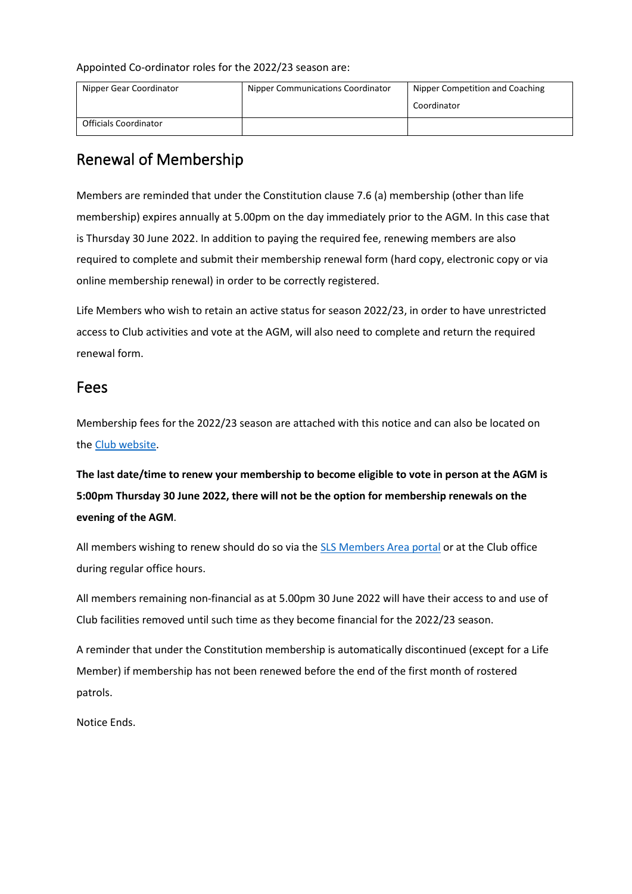Appointed Co-ordinator roles for the 2022/23 season are:

| | | |
|---|---|---|
| Nipper Gear Coordinator | Nipper Communications Coordinator | Nipper Competition and Coaching Coordinator |
| Officials Coordinator | | |

## Renewal of Membership

Members are reminded that under the Constitution clause 7.6 (a) membership (other than life membership) expires annually at 5.00pm on the day immediately prior to the AGM. In this case that is Thursday 30 June 2022. In addition to paying the required fee, renewing members are also required to complete and submit their membership renewal form (hard copy, electronic copy or via online membership renewal) in order to be correctly registered.

Life Members who wish to retain an active status for season 2022/23, in order to have unrestricted access to Club activities and vote at the AGM, will also need to complete and return the required renewal form.

## Fees

Membership fees for the 2022/23 season are attached with this notice and can also be located on the Club website.

**The last date/time to renew your membership to become eligible to vote in person at the AGM is 5:00pm Thursday 30 June 2022, there will not be the option for membership renewals on the evening of the AGM**.

All members wishing to renew should do so via the SLS Members Area portal or at the Club office during regular office hours.

All members remaining non-financial as at 5.00pm 30 June 2022 will have their access to and use of Club facilities removed until such time as they become financial for the 2022/23 season.

A reminder that under the Constitution membership is automatically discontinued (except for a Life Member) if membership has not been renewed before the end of the first month of rostered patrols.

Notice Ends.